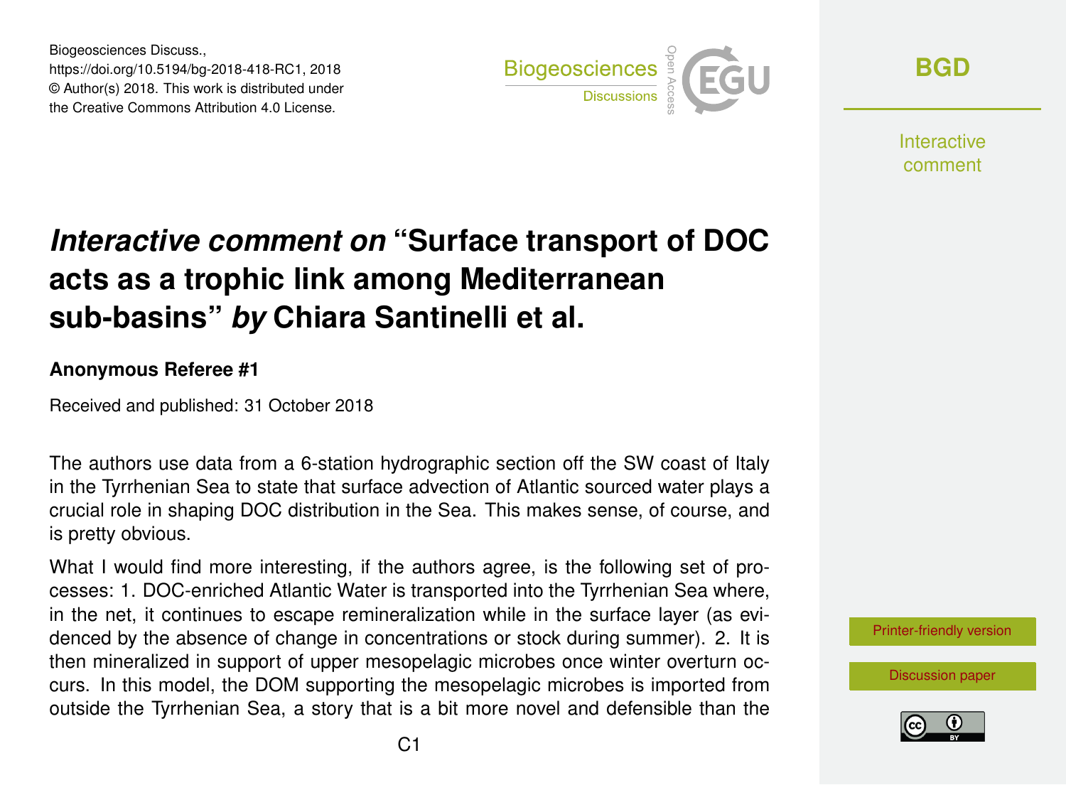# *Interactive comment on* "Surface transport of DOC acts as a trophic link among Mediterranean sub-basins" *by* Chiara Santinelli et al.

**Anonymous Referee #1**

Received and published: 31 October 2018

The authors use data from a 6-station hydrographic section off the SW coast of Italy in the Tyrrhenian Sea to state that surface advection of Atlantic sourced water plays a crucial role in shaping DOC distribution in the Sea. This makes sense, of course, and is pretty obvious.

What I would find more interesting, if the authors agree, is the following set of processes: 1. DOC-enriched Atlantic Water is transported into the Tyrrhenian Sea where, in the net, it continues to escape remineralization while in the surface layer (as evidenced by the absence of change in concentrations or stock during summer). 2. It is then mineralized in support of upper mesopelagic microbes once winter overturn occurs. In this model, the DOM supporting the mesopelagic microbes is imported from outside the Tyrrhenian Sea, a story that is a bit more novel and defensible than the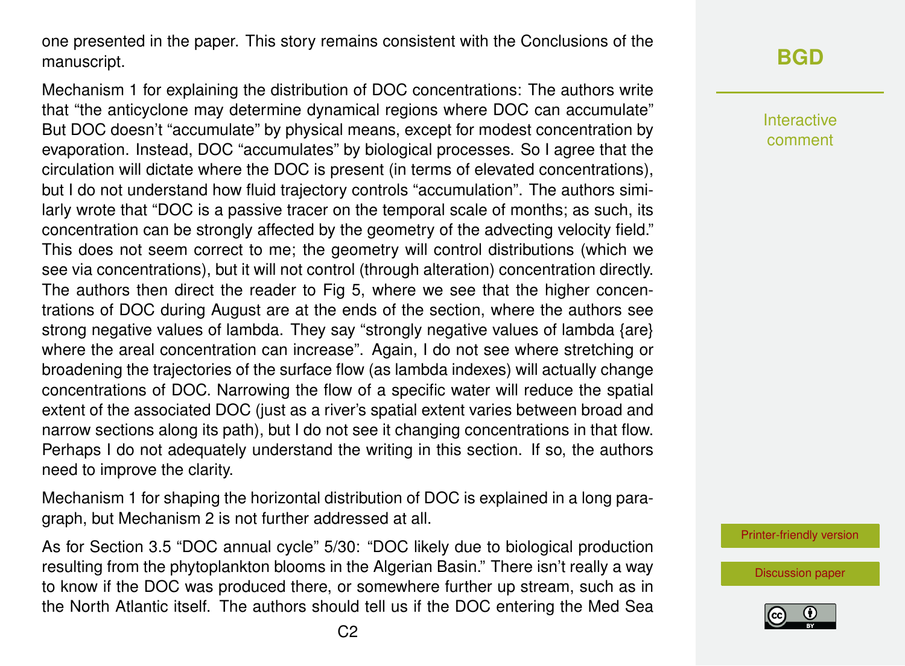one presented in the paper. This story remains consistent with the Conclusions of the manuscript.

Mechanism 1 for explaining the distribution of DOC concentrations: The authors write that "the anticyclone may determine dynamical regions where DOC can accumulate" But DOC doesn't "accumulate" by physical means, except for modest concentration by evaporation. Instead, DOC "accumulates" by biological processes. So I agree that the circulation will dictate where the DOC is present (in terms of elevated concentrations), but I do not understand how fluid trajectory controls "accumulation". The authors similarly wrote that "DOC is a passive tracer on the temporal scale of months; as such, its concentration can be strongly affected by the geometry of the advecting velocity field." This does not seem correct to me; the geometry will control distributions (which we see via concentrations), but it will not control (through alteration) concentration directly. The authors then direct the reader to Fig 5, where we see that the higher concentrations of DOC during August are at the ends of the section, where the authors see strong negative values of lambda. They say "strongly negative values of lambda {are} where the areal concentration can increase". Again, I do not see where stretching or broadening the trajectories of the surface flow (as lambda indexes) will actually change concentrations of DOC. Narrowing the flow of a specific water will reduce the spatial extent of the associated DOC (just as a river's spatial extent varies between broad and narrow sections along its path), but I do not see it changing concentrations in that flow. Perhaps I do not adequately understand the writing in this section. If so, the authors need to improve the clarity.

Mechanism 1 for shaping the horizontal distribution of DOC is explained in a long paragraph, but Mechanism 2 is not further addressed at all.

As for Section 3.5 "DOC annual cycle" 5/30: "DOC likely due to biological production resulting from the phytoplankton blooms in the Algerian Basin." There isn't really a way to know if the DOC was produced there, or somewhere further up stream, such as in the North Atlantic itself. The authors should tell us if the DOC entering the Med Sea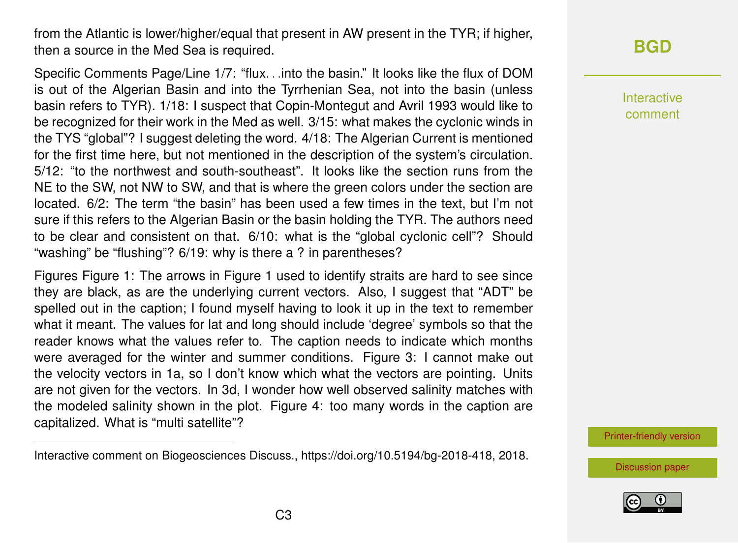from the Atlantic is lower/higher/equal that present in AW present in the TYR; if higher, then a source in the Med Sea is required.

Specific Comments Page/Line 1/7: "flux. . .into the basin." It looks like the flux of DOM is out of the Algerian Basin and into the Tyrrhenian Sea, not into the basin (unless basin refers to TYR). 1/18: I suspect that Copin-Montegut and Avril 1993 would like to be recognized for their work in the Med as well. 3/15: what makes the cyclonic winds in the TYS "global"? I suggest deleting the word. 4/18: The Algerian Current is mentioned for the first time here, but not mentioned in the description of the system's circulation. 5/12: "to the northwest and south-southeast". It looks like the section runs from the NE to the SW, not NW to SW, and that is where the green colors under the section are located. 6/2: The term "the basin" has been used a few times in the text, but I'm not sure if this refers to the Algerian Basin or the basin holding the TYR. The authors need to be clear and consistent on that. 6/10: what is the "global cyclonic cell"? Should "washing" be "flushing"? 6/19: why is there a ? in parentheses?

Figures Figure 1: The arrows in Figure 1 used to identify straits are hard to see since they are black, as are the underlying current vectors. Also, I suggest that "ADT" be spelled out in the caption; I found myself having to look it up in the text to remember what it meant. The values for lat and long should include 'degree' symbols so that the reader knows what the values refer to. The caption needs to indicate which months were averaged for the winter and summer conditions. Figure 3: I cannot make out the velocity vectors in 1a, so I don't know which what the vectors are pointing. Units are not given for the vectors. In 3d, I wonder how well observed salinity matches with the modeled salinity shown in the plot. Figure 4: too many words in the caption are capitalized. What is "multi satellite"?

---

Interactive comment on Biogeosciences Discuss., https://doi.org/10.5194/bg-2018-418, 2018.